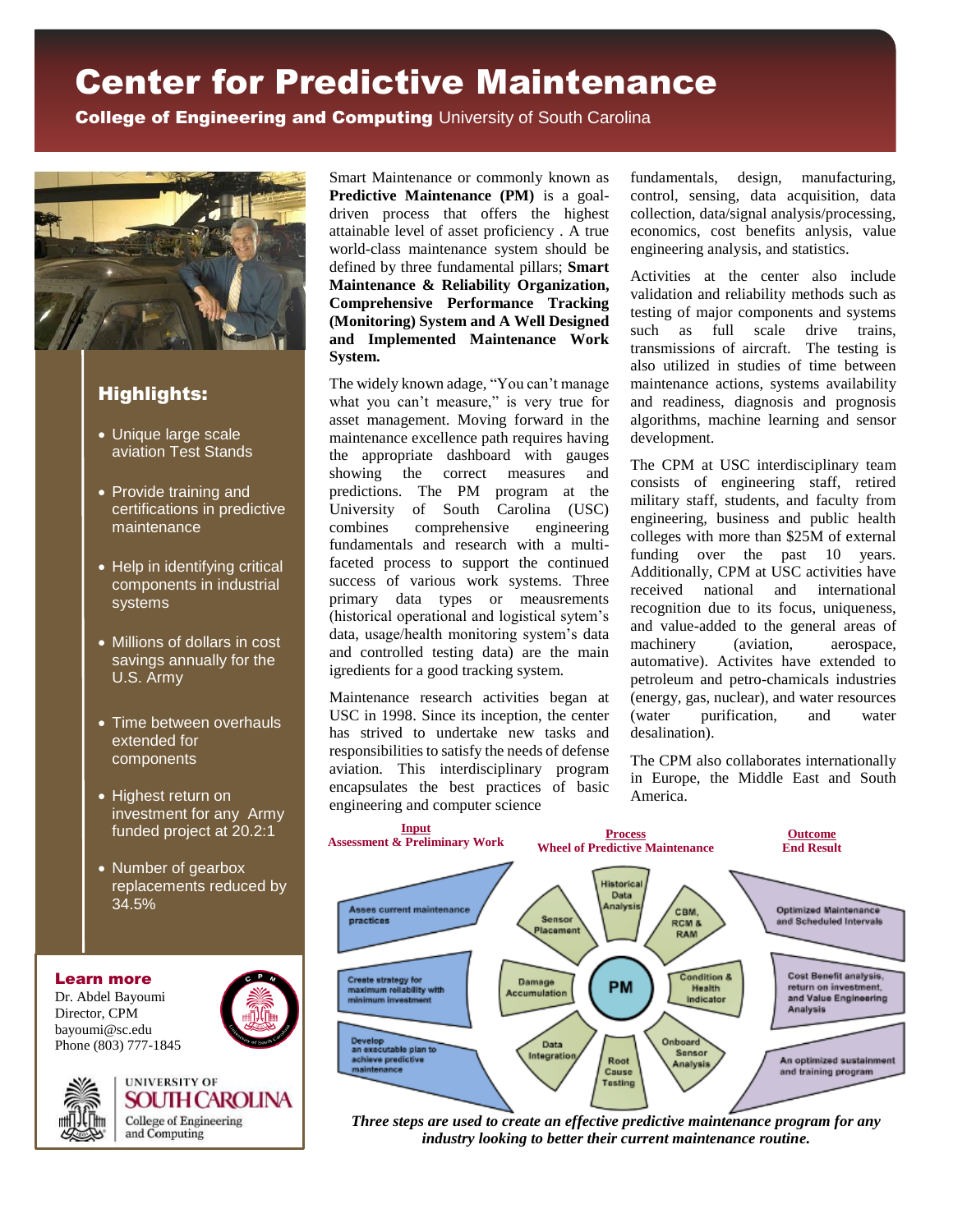# Center for Predictive Maintenance

**College of Engineering and Computing** University of South Carolina

## Highlights:

- Unique large scale aviation Test Stands
- Provide training and certifications in predictive maintenance
- Help in identifying critical components in industrial systems
- Millions of dollars in cost savings annually for the U.S. Army
- Time between overhauls extended for components
- Highest return on investment for any Army funded project at 20.2:1
- Number of gearbox replacements reduced by 34.5%

**Learn more**

Dr. Abdel Bayoumi
Director, CPM
bayoumi@sc.edu
Phone (803) 777-1845

University of South Carolina
College of Engineering and Computing

Smart Maintenance or commonly known as **Predictive Maintenance (PM)** is a goal-driven process that offers the highest attainable level of asset proficiency . A true world-class maintenance system should be defined by three fundamental pillars; **Smart Maintenance & Reliability Organization, Comprehensive Performance Tracking (Monitoring) System and A Well Designed and Implemented Maintenance Work System.**

The widely known adage, "You can't manage what you can't measure," is very true for asset management. Moving forward in the maintenance excellence path requires having the appropriate dashboard with gauges showing the correct measures and predictions. The PM program at the University of South Carolina (USC) combines comprehensive engineering fundamentals and research with a multi-faceted process to support the continued success of various work systems. Three primary data types or meausrements (historical operational and logistical sytem's data, usage/health monitoring system's data and controlled testing data) are the main igredients for a good tracking system.

Maintenance research activities began at USC in 1998. Since its inception, the center has strived to undertake new tasks and responsibilities to satisfy the needs of defense aviation. This interdisciplinary program encapsulates the best practices of basic engineering and computer science fundamentals, design, manufacturing, control, sensing, data acquisition, data collection, data/signal analysis/processing, economics, cost benefits anlysis, value engineering analysis, and statistics.

Activities at the center also include validation and reliability methods such as testing of major components and systems such as full scale drive trains, transmissions of aircraft. The testing is also utilized in studies of time between maintenance actions, systems availability and readiness, diagnosis and prognosis algorithms, machine learning and sensor development.

The CPM at USC interdisciplinary team consists of engineering staff, retired military staff, students, and faculty from engineering, business and public health colleges with more than $25M of external funding over the past 10 years. Additionally, CPM at USC activities have received national and international recognition due to its focus, uniqueness, and value-added to the general areas of machinery (aviation, aerospace, automative). Activites have extended to petroleum and petro-chamicals industries (energy, gas, nuclear), and water resources (water purification, and water desalination).

The CPM also collaborates internationally in Europe, the Middle East and South America.

| **Input** Assessment & Preliminary Work | **Process** Wheel of Predictive Maintenance | **Outcome** End Result |
|---|---|---|
| Asses current maintenance practices | PM: Historical Data Analysis; CBM, RCM & RAM; Condition & Health Indicator; Onboard Sensor Analysis; Root Cause Testing; Data Integration; Damage Accumulation; Sensor Placement | Optimized Maintenance and Scheduled Intervals |
| Create strategy for maximum reliability with minimum investment | | Cost Benefit analysis, return on investment, and Value Engineering Analysis |
| Develop an executable plan to achieve predictive maintenance | | An optimized sustainment and training program |

*Three steps are used to create an effective predictive maintenance program for any industry looking to better their current maintenance routine.*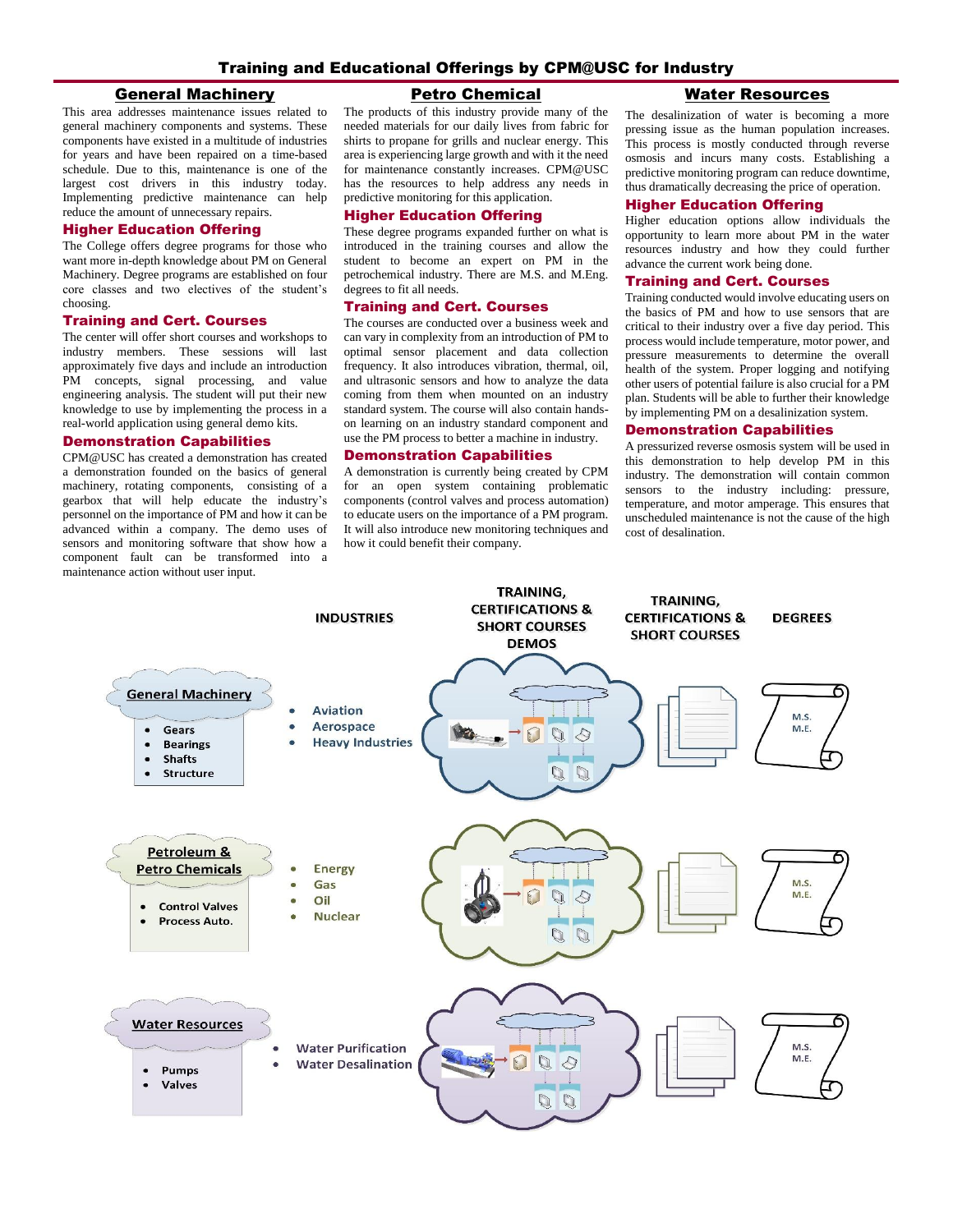# Training and Educational Offerings by CPM@USC for Industry

## General Machinery

This area addresses maintenance issues related to general machinery components and systems. These components have existed in a multitude of industries for years and have been repaired on a time-based schedule. Due to this, maintenance is one of the largest cost drivers in this industry today. Implementing predictive maintenance can help reduce the amount of unnecessary repairs.

### Higher Education Offering

The College offers degree programs for those who want more in-depth knowledge about PM on General Machinery. Degree programs are established on four core classes and two electives of the student's choosing.

### Training and Cert. Courses

The center will offer short courses and workshops to industry members. These sessions will last approximately five days and include an introduction PM concepts, signal processing, and value engineering analysis. The student will put their new knowledge to use by implementing the process in a real-world application using general demo kits.

### Demonstration Capabilities

CPM@USC has created a demonstration has created a demonstration founded on the basics of general machinery, rotating components, consisting of a gearbox that will help educate the industry's personnel on the importance of PM and how it can be advanced within a company. The demo uses of sensors and monitoring software that show how a component fault can be transformed into a maintenance action without user input.

## Petro Chemical

The products of this industry provide many of the needed materials for our daily lives from fabric for shirts to propane for grills and nuclear energy. This area is experiencing large growth and with it the need for maintenance constantly increases. CPM@USC has the resources to help address any needs in predictive monitoring for this application.

### Higher Education Offering

These degree programs expanded further on what is introduced in the training courses and allow the student to become an expert on PM in the petrochemical industry. There are M.S. and M.Eng. degrees to fit all needs.

### Training and Cert. Courses

The courses are conducted over a business week and can vary in complexity from an introduction of PM to optimal sensor placement and data collection frequency. It also introduces vibration, thermal, oil, and ultrasonic sensors and how to analyze the data coming from them when mounted on an industry standard system. The course will also contain hands-on learning on an industry standard component and use the PM process to better a machine in industry.

### Demonstration Capabilities

A demonstration is currently being created by CPM for an open system containing problematic components (control valves and process automation) to educate users on the importance of a PM program. It will also introduce new monitoring techniques and how it could benefit their company.

## Water Resources

The desalinization of water is becoming a more pressing issue as the human population increases. This process is mostly conducted through reverse osmosis and incurs many costs. Establishing a predictive monitoring program can reduce downtime, thus dramatically decreasing the price of operation.

### Higher Education Offering

Higher education options allow individuals the opportunity to learn more about PM in the water resources industry and how they could further advance the current work being done.

### Training and Cert. Courses

Training conducted would involve educating users on the basics of PM and how to use sensors that are critical to their industry over a five day period. This process would include temperature, motor power, and pressure measurements to determine the overall health of the system. Proper logging and notifying other users of potential failure is also crucial for a PM plan. Students will be able to further their knowledge by implementing PM on a desalinization system.

### Demonstration Capabilities

A pressurized reverse osmosis system will be used in this demonstration to help develop PM in this industry. The demonstration will contain common sensors to the industry including: pressure, temperature, and motor amperage. This ensures that unscheduled maintenance is not the cause of the high cost of desalination.

INDUSTRIES

TRAINING, CERTIFICATIONS & SHORT COURSES DEMOS

TRAINING, CERTIFICATIONS & SHORT COURSES

DEGREES

General Machinery
- Gears
- Bearings
- Shafts
- Structure

- Aviation
- Aerospace
- Heavy Industries

M.S.
M.E.

Petroleum & Petro Chemicals
- Control Valves
- Process Auto.

- Energy
- Gas
- Oil
- Nuclear

M.S.
M.E.

Water Resources
- Pumps
- Valves

- Water Purification
- Water Desalination

M.S.
M.E.